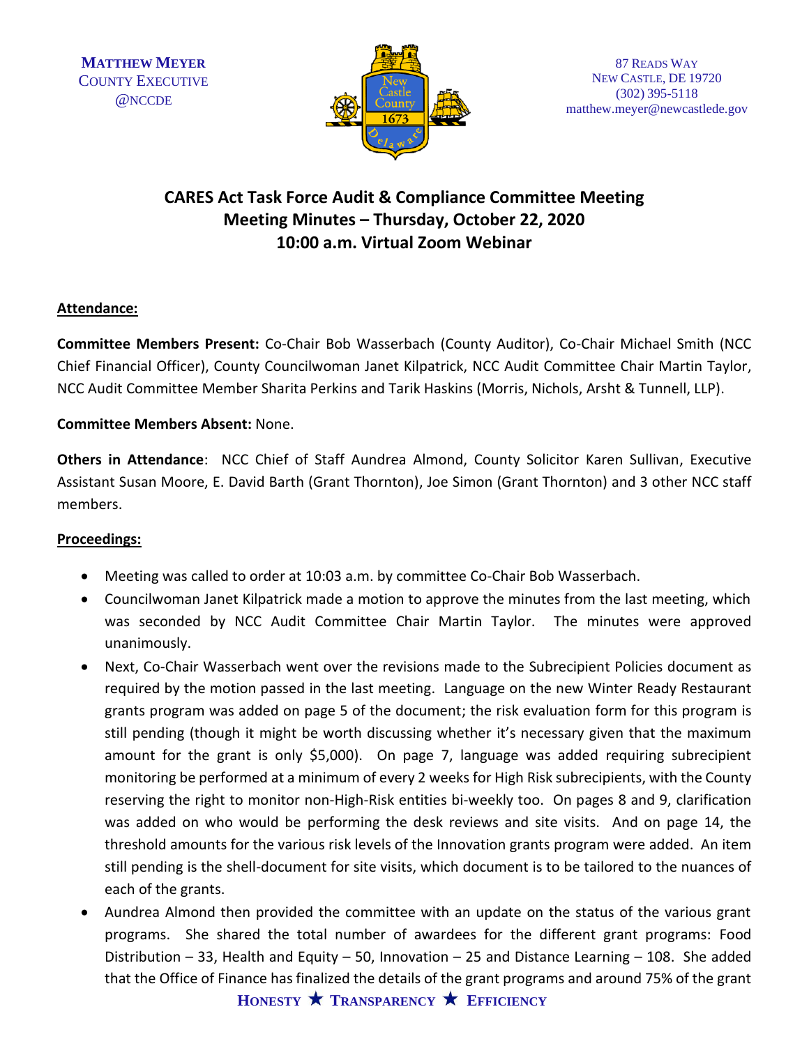**MATTHEW MEYER**
COUNTY EXECUTIVE
@NCCDE

87 READS WAY
NEW CASTLE, DE 19720
(302) 395-5118
matthew.meyer@newcastlede.gov

# CARES Act Task Force Audit & Compliance Committee Meeting
## Meeting Minutes – Thursday, October 22, 2020
## 10:00 a.m. Virtual Zoom Webinar

**Attendance:**

**Committee Members Present:** Co-Chair Bob Wasserbach (County Auditor), Co-Chair Michael Smith (NCC Chief Financial Officer), County Councilwoman Janet Kilpatrick, NCC Audit Committee Chair Martin Taylor, NCC Audit Committee Member Sharita Perkins and Tarik Haskins (Morris, Nichols, Arsht & Tunnell, LLP).

**Committee Members Absent:** None.

**Others in Attendance**: NCC Chief of Staff Aundrea Almond, County Solicitor Karen Sullivan, Executive Assistant Susan Moore, E. David Barth (Grant Thornton), Joe Simon (Grant Thornton) and 3 other NCC staff members.

**Proceedings:**

- Meeting was called to order at 10:03 a.m. by committee Co-Chair Bob Wasserbach.
- Councilwoman Janet Kilpatrick made a motion to approve the minutes from the last meeting, which was seconded by NCC Audit Committee Chair Martin Taylor. The minutes were approved unanimously.
- Next, Co-Chair Wasserbach went over the revisions made to the Subrecipient Policies document as required by the motion passed in the last meeting. Language on the new Winter Ready Restaurant grants program was added on page 5 of the document; the risk evaluation form for this program is still pending (though it might be worth discussing whether it's necessary given that the maximum amount for the grant is only $5,000). On page 7, language was added requiring subrecipient monitoring be performed at a minimum of every 2 weeks for High Risk subrecipients, with the County reserving the right to monitor non-High-Risk entities bi-weekly too. On pages 8 and 9, clarification was added on who would be performing the desk reviews and site visits. And on page 14, the threshold amounts for the various risk levels of the Innovation grants program were added. An item still pending is the shell-document for site visits, which document is to be tailored to the nuances of each of the grants.
- Aundrea Almond then provided the committee with an update on the status of the various grant programs. She shared the total number of awardees for the different grant programs: Food Distribution – 33, Health and Equity – 50, Innovation – 25 and Distance Learning – 108. She added that the Office of Finance has finalized the details of the grant programs and around 75% of the grant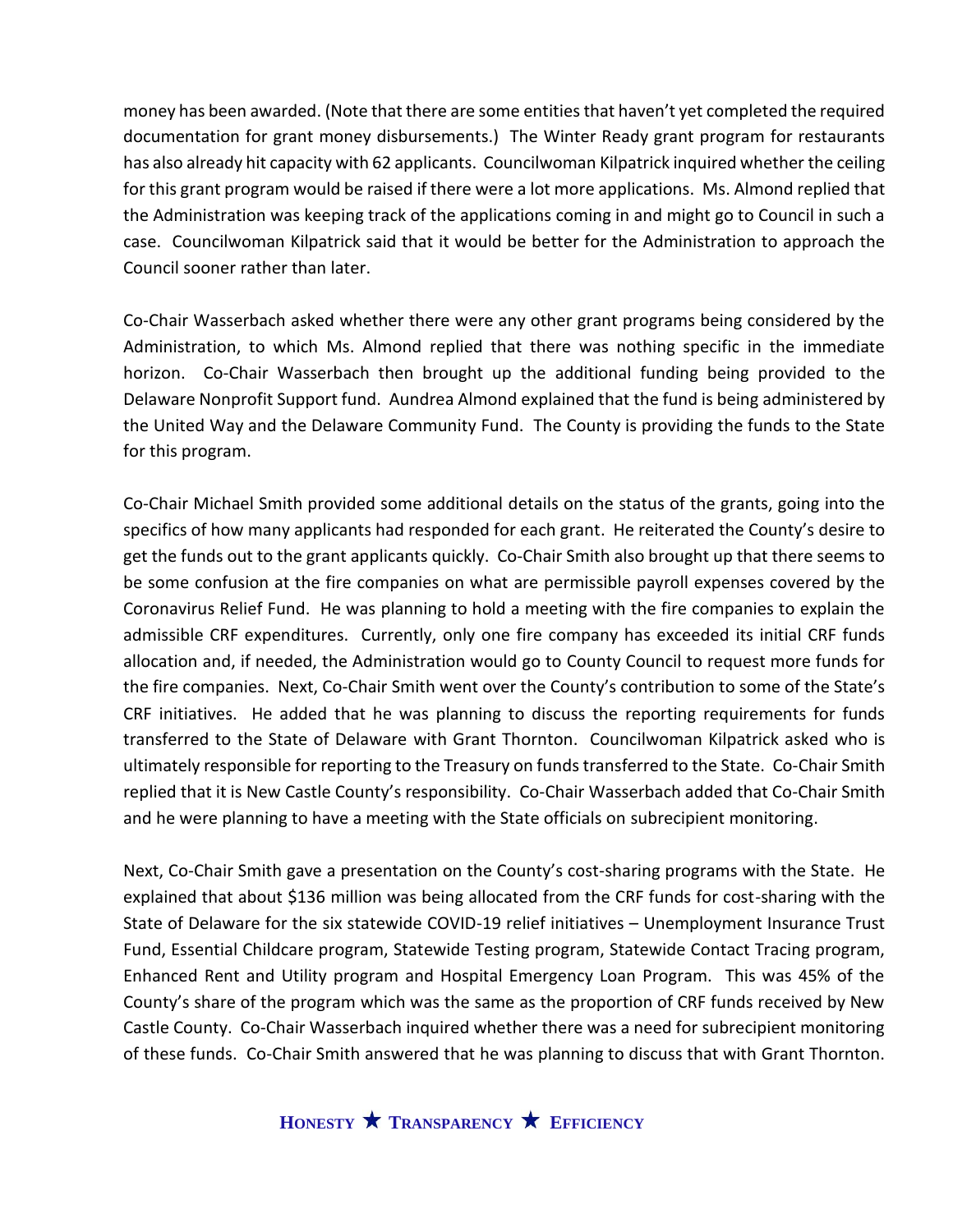money has been awarded. (Note that there are some entities that haven't yet completed the required documentation for grant money disbursements.) The Winter Ready grant program for restaurants has also already hit capacity with 62 applicants. Councilwoman Kilpatrick inquired whether the ceiling for this grant program would be raised if there were a lot more applications. Ms. Almond replied that the Administration was keeping track of the applications coming in and might go to Council in such a case. Councilwoman Kilpatrick said that it would be better for the Administration to approach the Council sooner rather than later.

Co-Chair Wasserbach asked whether there were any other grant programs being considered by the Administration, to which Ms. Almond replied that there was nothing specific in the immediate horizon. Co-Chair Wasserbach then brought up the additional funding being provided to the Delaware Nonprofit Support fund. Aundrea Almond explained that the fund is being administered by the United Way and the Delaware Community Fund. The County is providing the funds to the State for this program.

Co-Chair Michael Smith provided some additional details on the status of the grants, going into the specifics of how many applicants had responded for each grant. He reiterated the County's desire to get the funds out to the grant applicants quickly. Co-Chair Smith also brought up that there seems to be some confusion at the fire companies on what are permissible payroll expenses covered by the Coronavirus Relief Fund. He was planning to hold a meeting with the fire companies to explain the admissible CRF expenditures. Currently, only one fire company has exceeded its initial CRF funds allocation and, if needed, the Administration would go to County Council to request more funds for the fire companies. Next, Co-Chair Smith went over the County's contribution to some of the State's CRF initiatives. He added that he was planning to discuss the reporting requirements for funds transferred to the State of Delaware with Grant Thornton. Councilwoman Kilpatrick asked who is ultimately responsible for reporting to the Treasury on funds transferred to the State. Co-Chair Smith replied that it is New Castle County's responsibility. Co-Chair Wasserbach added that Co-Chair Smith and he were planning to have a meeting with the State officials on subrecipient monitoring.

Next, Co-Chair Smith gave a presentation on the County's cost-sharing programs with the State. He explained that about $136 million was being allocated from the CRF funds for cost-sharing with the State of Delaware for the six statewide COVID-19 relief initiatives – Unemployment Insurance Trust Fund, Essential Childcare program, Statewide Testing program, Statewide Contact Tracing program, Enhanced Rent and Utility program and Hospital Emergency Loan Program. This was 45% of the County's share of the program which was the same as the proportion of CRF funds received by New Castle County. Co-Chair Wasserbach inquired whether there was a need for subrecipient monitoring of these funds. Co-Chair Smith answered that he was planning to discuss that with Grant Thornton.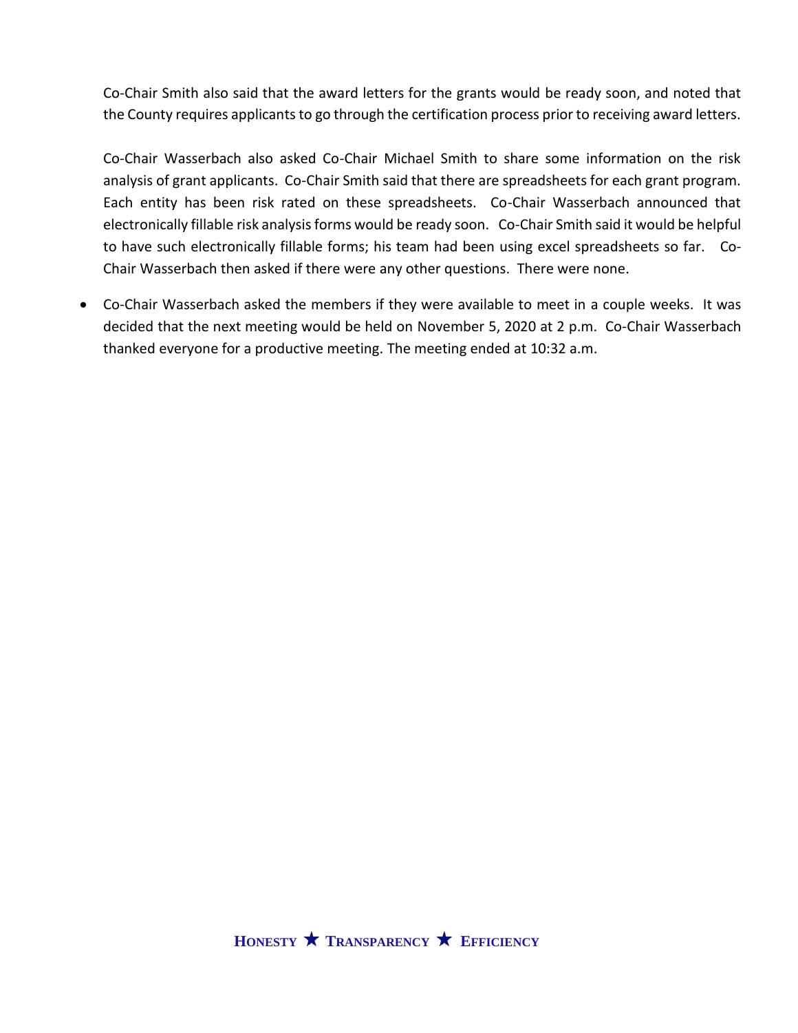Co-Chair Smith also said that the award letters for the grants would be ready soon, and noted that the County requires applicants to go through the certification process prior to receiving award letters.

Co-Chair Wasserbach also asked Co-Chair Michael Smith to share some information on the risk analysis of grant applicants. Co-Chair Smith said that there are spreadsheets for each grant program. Each entity has been risk rated on these spreadsheets. Co-Chair Wasserbach announced that electronically fillable risk analysis forms would be ready soon. Co-Chair Smith said it would be helpful to have such electronically fillable forms; his team had been using excel spreadsheets so far. Co-Chair Wasserbach then asked if there were any other questions. There were none.

- Co-Chair Wasserbach asked the members if they were available to meet in a couple weeks. It was decided that the next meeting would be held on November 5, 2020 at 2 p.m. Co-Chair Wasserbach thanked everyone for a productive meeting. The meeting ended at 10:32 a.m.